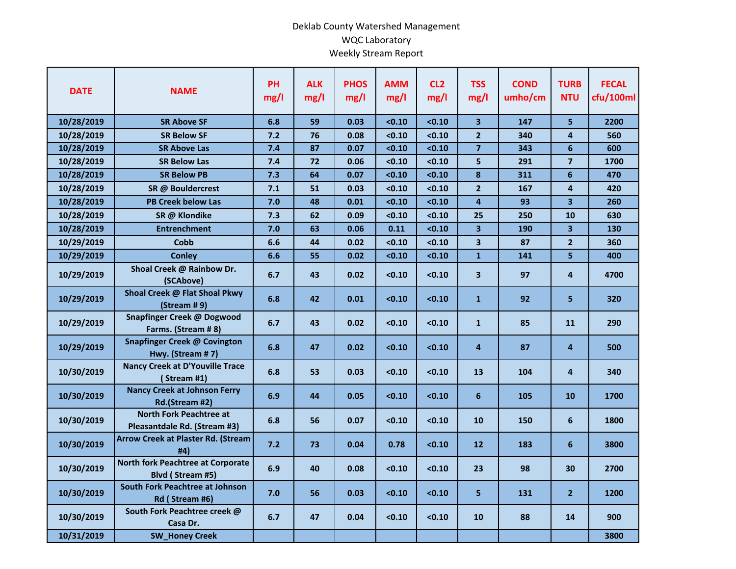Deklab County Watershed Management

WQC Laboratory

Weekly Stream Report

| DATE | NAME | PH mg/l | ALK mg/l | PHOS mg/l | AMM mg/l | CL2 mg/l | TSS mg/l | COND umho/cm | TURB NTU | FECAL cfu/100ml |
|---|---|---|---|---|---|---|---|---|---|---|
| 10/28/2019 | SR Above SF | 6.8 | 59 | 0.03 | <0.10 | <0.10 | 3 | 147 | 5 | 2200 |
| 10/28/2019 | SR Below SF | 7.2 | 76 | 0.08 | <0.10 | <0.10 | 2 | 340 | 4 | 560 |
| 10/28/2019 | SR Above Las | 7.4 | 87 | 0.07 | <0.10 | <0.10 | 7 | 343 | 6 | 600 |
| 10/28/2019 | SR Below Las | 7.4 | 72 | 0.06 | <0.10 | <0.10 | 5 | 291 | 7 | 1700 |
| 10/28/2019 | SR Below PB | 7.3 | 64 | 0.07 | <0.10 | <0.10 | 8 | 311 | 6 | 470 |
| 10/28/2019 | SR @ Bouldercrest | 7.1 | 51 | 0.03 | <0.10 | <0.10 | 2 | 167 | 4 | 420 |
| 10/28/2019 | PB Creek below Las | 7.0 | 48 | 0.01 | <0.10 | <0.10 | 4 | 93 | 3 | 260 |
| 10/28/2019 | SR @ Klondike | 7.3 | 62 | 0.09 | <0.10 | <0.10 | 25 | 250 | 10 | 630 |
| 10/28/2019 | Entrenchment | 7.0 | 63 | 0.06 | 0.11 | <0.10 | 3 | 190 | 3 | 130 |
| 10/29/2019 | Cobb | 6.6 | 44 | 0.02 | <0.10 | <0.10 | 3 | 87 | 2 | 360 |
| 10/29/2019 | Conley | 6.6 | 55 | 0.02 | <0.10 | <0.10 | 1 | 141 | 5 | 400 |
| 10/29/2019 | Shoal Creek @ Rainbow Dr. (SCAbove) | 6.7 | 43 | 0.02 | <0.10 | <0.10 | 3 | 97 | 4 | 4700 |
| 10/29/2019 | Shoal Creek @ Flat Shoal Pkwy (Stream # 9) | 6.8 | 42 | 0.01 | <0.10 | <0.10 | 1 | 92 | 5 | 320 |
| 10/29/2019 | Snapfinger Creek @ Dogwood Farms. (Stream # 8) | 6.7 | 43 | 0.02 | <0.10 | <0.10 | 1 | 85 | 11 | 290 |
| 10/29/2019 | Snapfinger Creek @ Covington Hwy. (Stream # 7) | 6.8 | 47 | 0.02 | <0.10 | <0.10 | 4 | 87 | 4 | 500 |
| 10/30/2019 | Nancy Creek at D'Youville Trace ( Stream #1) | 6.8 | 53 | 0.03 | <0.10 | <0.10 | 13 | 104 | 4 | 340 |
| 10/30/2019 | Nancy Creek at Johnson Ferry Rd.(Stream #2) | 6.9 | 44 | 0.05 | <0.10 | <0.10 | 6 | 105 | 10 | 1700 |
| 10/30/2019 | North Fork Peachtree at Pleasantdale Rd. (Stream #3) | 6.8 | 56 | 0.07 | <0.10 | <0.10 | 10 | 150 | 6 | 1800 |
| 10/30/2019 | Arrow Creek at Plaster Rd. (Stream #4) | 7.2 | 73 | 0.04 | 0.78 | <0.10 | 12 | 183 | 6 | 3800 |
| 10/30/2019 | North fork Peachtree at Corporate Blvd ( Stream #5) | 6.9 | 40 | 0.08 | <0.10 | <0.10 | 23 | 98 | 30 | 2700 |
| 10/30/2019 | South Fork Peachtree at Johnson Rd ( Stream #6) | 7.0 | 56 | 0.03 | <0.10 | <0.10 | 5 | 131 | 2 | 1200 |
| 10/30/2019 | South Fork Peachtree creek @ Casa Dr. | 6.7 | 47 | 0.04 | <0.10 | <0.10 | 10 | 88 | 14 | 900 |
| 10/31/2019 | SW_Honey Creek | | | | | | | | | 3800 |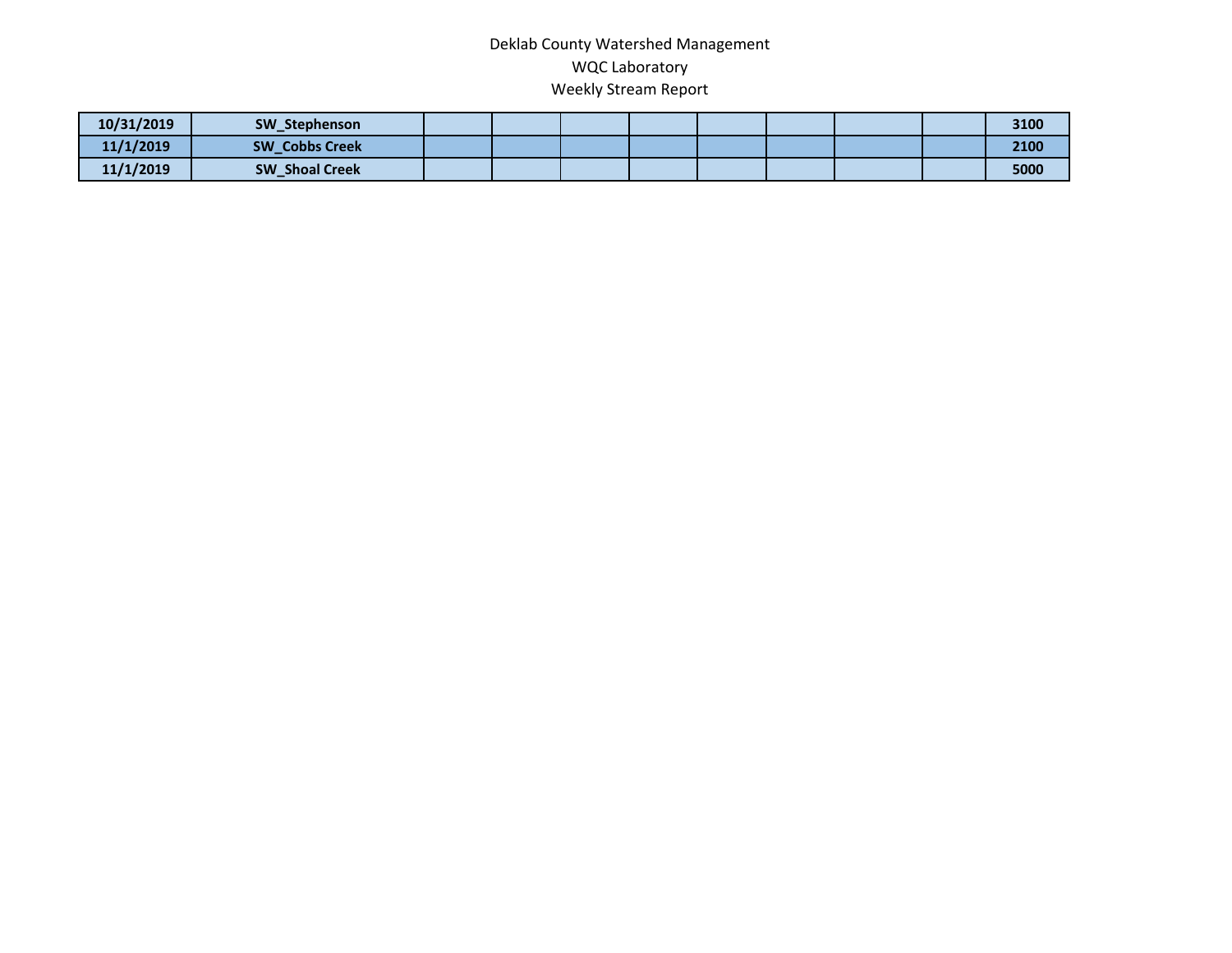Deklab County Watershed Management

WQC Laboratory

Weekly Stream Report

| | | | | | | | | | | |
|---|---|---|---|---|---|---|---|---|---|---|
| **10/31/2019** | **SW_Stephenson** | | | | | | | | | **3100** |
| **11/1/2019** | **SW_Cobbs Creek** | | | | | | | | | **2100** |
| **11/1/2019** | **SW_Shoal Creek** | | | | | | | | | **5000** |